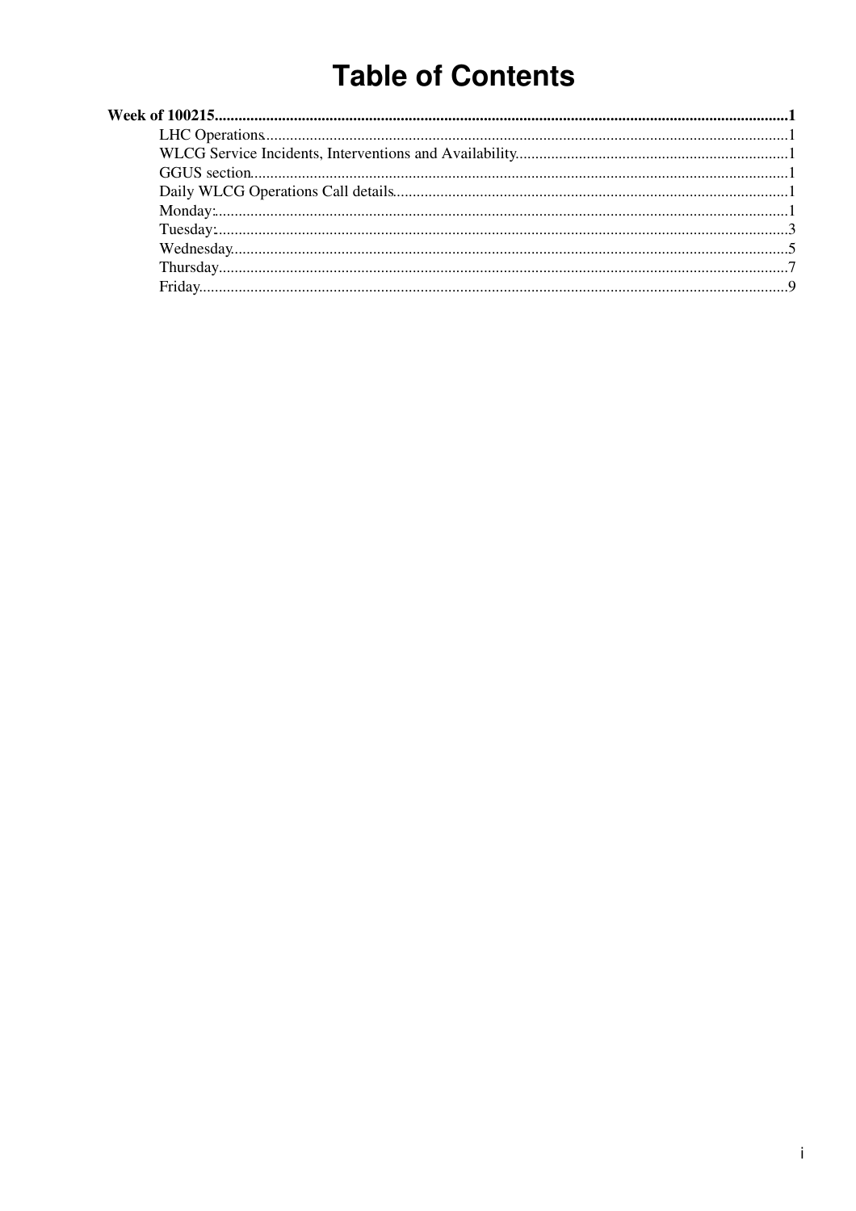# Table of Contents

**Week of 100215**......................................................................................................................................1

- LHC Operations.....................................................................................................................................1
- WLCG Service Incidents, Interventions and Availability........................................................................1
- GGUS section.........................................................................................................................................1
- Daily WLCG Operations Call details.....................................................................................................1
- Monday:.................................................................................................................................................1
- Tuesday:.................................................................................................................................................3
- Wednesday.............................................................................................................................................5
- Thursday................................................................................................................................................7
- Friday.....................................................................................................................................................9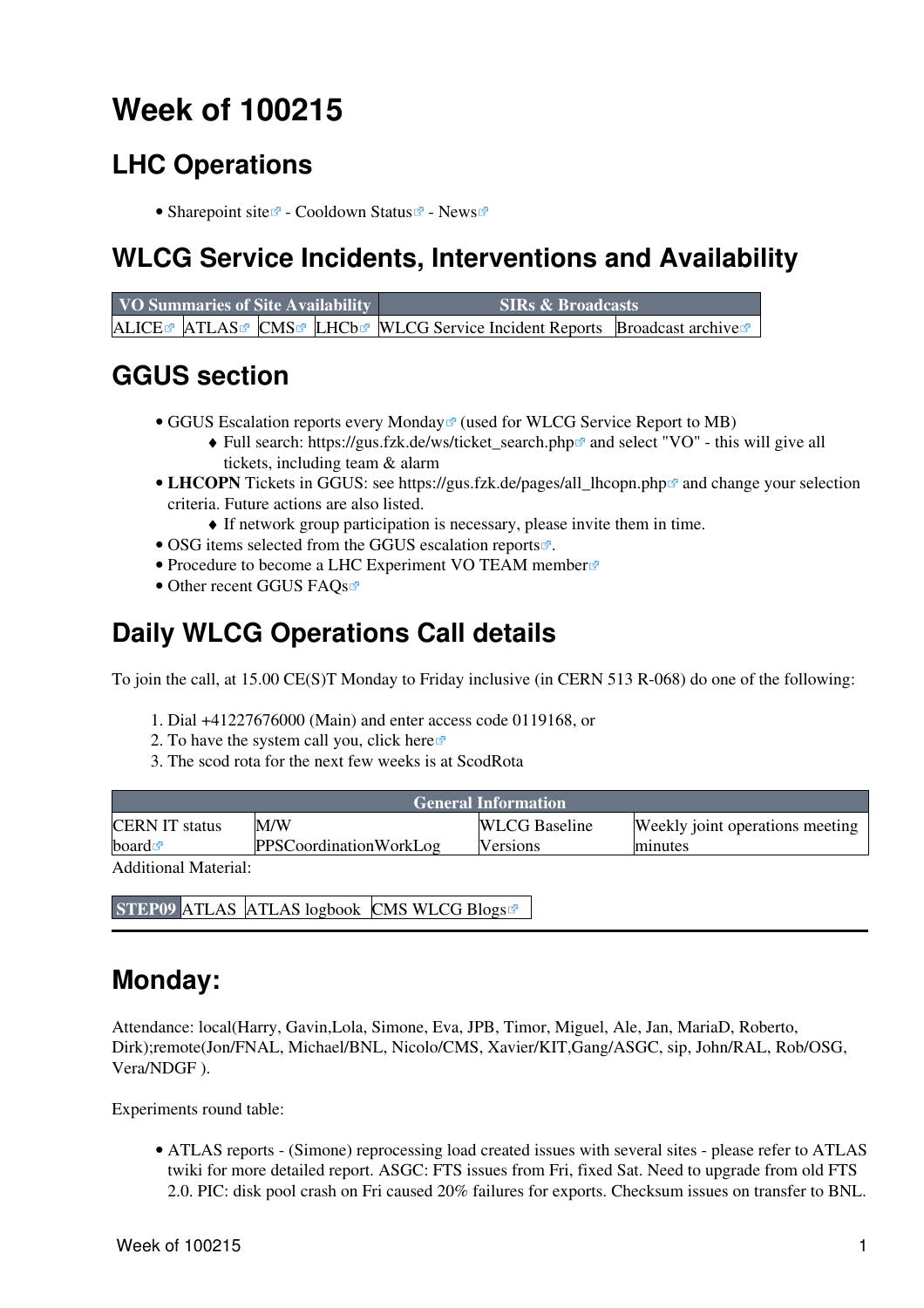# Week of 100215

## LHC Operations

- Sharepoint site - Cooldown Status - News

## WLCG Service Incidents, Interventions and Availability

| VO Summaries of Site Availability | | | | SIRs & Broadcasts | |
|---|---|---|---|---|---|
| ALICE | ATLAS | CMS | LHCb | WLCG Service Incident Reports | Broadcast archive |

## GGUS section

- GGUS Escalation reports every Monday (used for WLCG Service Report to MB)
    - Full search: https://gus.fzk.de/ws/ticket_search.php and select "VO" - this will give all tickets, including team & alarm
- **LHCOPN** Tickets in GGUS: see https://gus.fzk.de/pages/all_lhcopn.php and change your selection criteria. Future actions are also listed.
    - If network group participation is necessary, please invite them in time.
- OSG items selected from the GGUS escalation reports.
- Procedure to become a LHC Experiment VO TEAM member
- Other recent GGUS FAQs

## Daily WLCG Operations Call details

To join the call, at 15.00 CE(S)T Monday to Friday inclusive (in CERN 513 R-068) do one of the following:

1. Dial +41227676000 (Main) and enter access code 0119168, or
2. To have the system call you, click here
3. The scod rota for the next few weeks is at ScodRota

| General Information | | | |
|---|---|---|---|
| CERN IT status board | M/W PPSCoordinationWorkLog | WLCG Baseline Versions | Weekly joint operations meeting minutes |

Additional Material:

| STEP09 | ATLAS | ATLAS logbook | CMS WLCG Blogs |
|---|---|---|---|

---

## Monday:

Attendance: local(Harry, Gavin,Lola, Simone, Eva, JPB, Timor, Miguel, Ale, Jan, MariaD, Roberto, Dirk);remote(Jon/FNAL, Michael/BNL, Nicolo/CMS, Xavier/KIT,Gang/ASGC, sip, John/RAL, Rob/OSG, Vera/NDGF ).

Experiments round table:

- ATLAS reports - (Simone) reprocessing load created issues with several sites - please refer to ATLAS twiki for more detailed report. ASGC: FTS issues from Fri, fixed Sat. Need to upgrade from old FTS 2.0. PIC: disk pool crash on Fri caused 20% failures for exports. Checksum issues on transfer to BNL.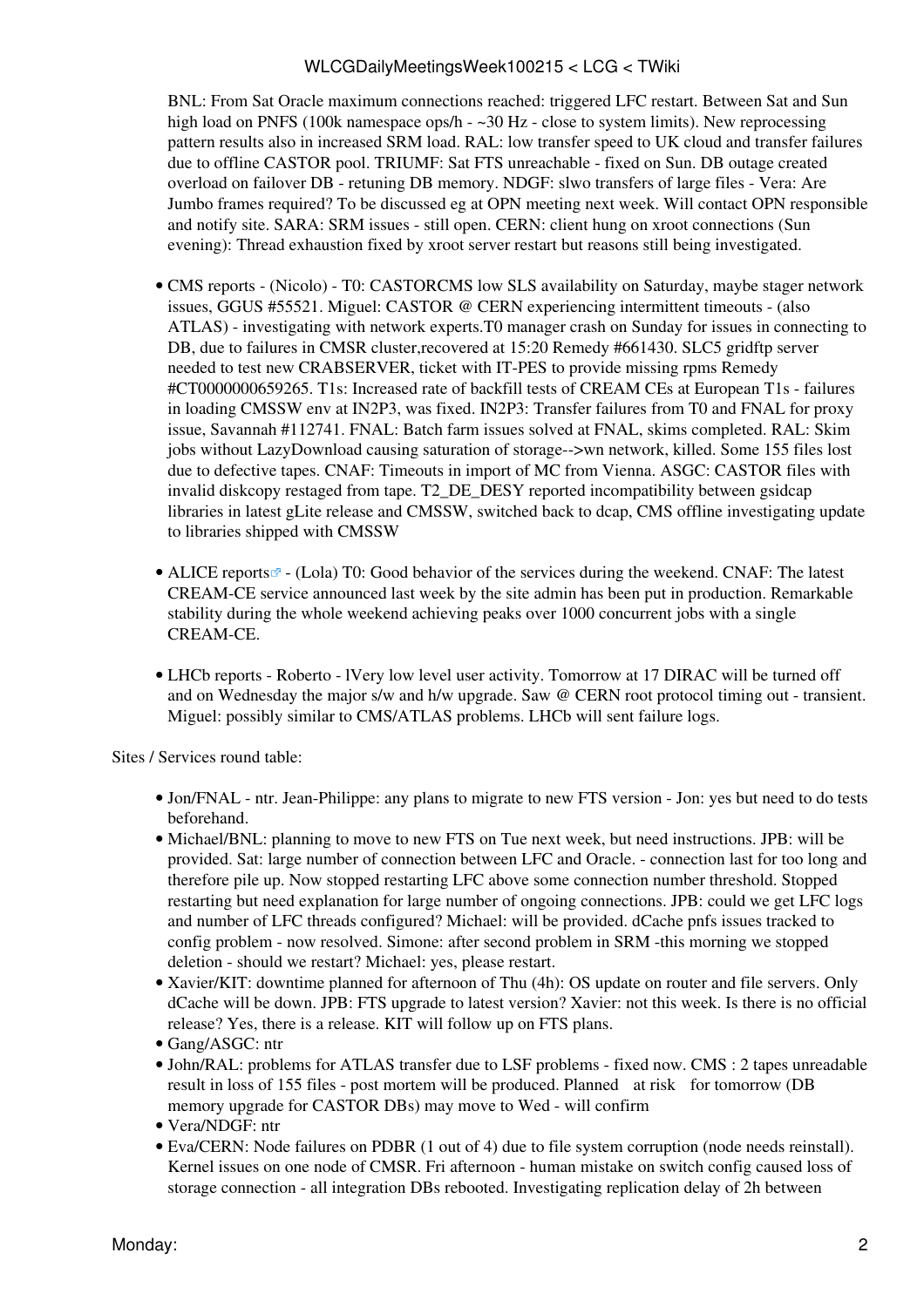BNL: From Sat Oracle maximum connections reached: triggered LFC restart. Between Sat and Sun high load on PNFS (100k namespace ops/h - ~30 Hz - close to system limits). New reprocessing pattern results also in increased SRM load. RAL: low transfer speed to UK cloud and transfer failures due to offline CASTOR pool. TRIUMF: Sat FTS unreachable - fixed on Sun. DB outage created overload on failover DB - retuning DB memory. NDGF: slwo transfers of large files - Vera: Are Jumbo frames required? To be discussed eg at OPN meeting next week. Will contact OPN responsible and notify site. SARA: SRM issues - still open. CERN: client hung on xroot connections (Sun evening): Thread exhaustion fixed by xroot server restart but reasons still being investigated.

- CMS reports - (Nicolo) - T0: CASTORCMS low SLS availability on Saturday, maybe stager network issues, GGUS #55521. Miguel: CASTOR @ CERN experiencing intermittent timeouts - (also ATLAS) - investigating with network experts.T0 manager crash on Sunday for issues in connecting to DB, due to failures in CMSR cluster,recovered at 15:20 Remedy #661430. SLC5 gridftp server needed to test new CRABSERVER, ticket with IT-PES to provide missing rpms Remedy #CT0000000659265. T1s: Increased rate of backfill tests of CREAM CEs at European T1s - failures in loading CMSSW env at IN2P3, was fixed. IN2P3: Transfer failures from T0 and FNAL for proxy issue, Savannah #112741. FNAL: Batch farm issues solved at FNAL, skims completed. RAL: Skim jobs without LazyDownload causing saturation of storage-->wn network, killed. Some 155 files lost due to defective tapes. CNAF: Timeouts in import of MC from Vienna. ASGC: CASTOR files with invalid diskcopy restaged from tape. T2_DE_DESY reported incompatibility between gsidcap libraries in latest gLite release and CMSSW, switched back to dcap, CMS offline investigating update to libraries shipped with CMSSW

- ALICE reports - (Lola) T0: Good behavior of the services during the weekend. CNAF: The latest CREAM-CE service announced last week by the site admin has been put in production. Remarkable stability during the whole weekend achieving peaks over 1000 concurrent jobs with a single CREAM-CE.

- LHCb reports - Roberto - lVery low level user activity. Tomorrow at 17 DIRAC will be turned off and on Wednesday the major s/w and h/w upgrade. Saw @ CERN root protocol timing out - transient. Miguel: possibly similar to CMS/ATLAS problems. LHCb will sent failure logs.

Sites / Services round table:

- Jon/FNAL - ntr. Jean-Philippe: any plans to migrate to new FTS version - Jon: yes but need to do tests beforehand.
- Michael/BNL: planning to move to new FTS on Tue next week, but need instructions. JPB: will be provided. Sat: large number of connection between LFC and Oracle. - connection last for too long and therefore pile up. Now stopped restarting LFC above some connection number threshold. Stopped restarting but need explanation for large number of ongoing connections. JPB: could we get LFC logs and number of LFC threads configured? Michael: will be provided. dCache pnfs issues tracked to config problem - now resolved. Simone: after second problem in SRM -this morning we stopped deletion - should we restart? Michael: yes, please restart.
- Xavier/KIT: downtime planned for afternoon of Thu (4h): OS update on router and file servers. Only dCache will be down. JPB: FTS upgrade to latest version? Xavier: not this week. Is there is no official release? Yes, there is a release. KIT will follow up on FTS plans.
- Gang/ASGC: ntr
- John/RAL: problems for ATLAS transfer due to LSF problems - fixed now. CMS : 2 tapes unreadable result in loss of 155 files - post mortem will be produced. Planned at risk for tomorrow (DB memory upgrade for CASTOR DBs) may move to Wed - will confirm
- Vera/NDGF: ntr
- Eva/CERN: Node failures on PDBR (1 out of 4) due to file system corruption (node needs reinstall). Kernel issues on one node of CMSR. Fri afternoon - human mistake on switch config caused loss of storage connection - all integration DBs rebooted. Investigating replication delay of 2h between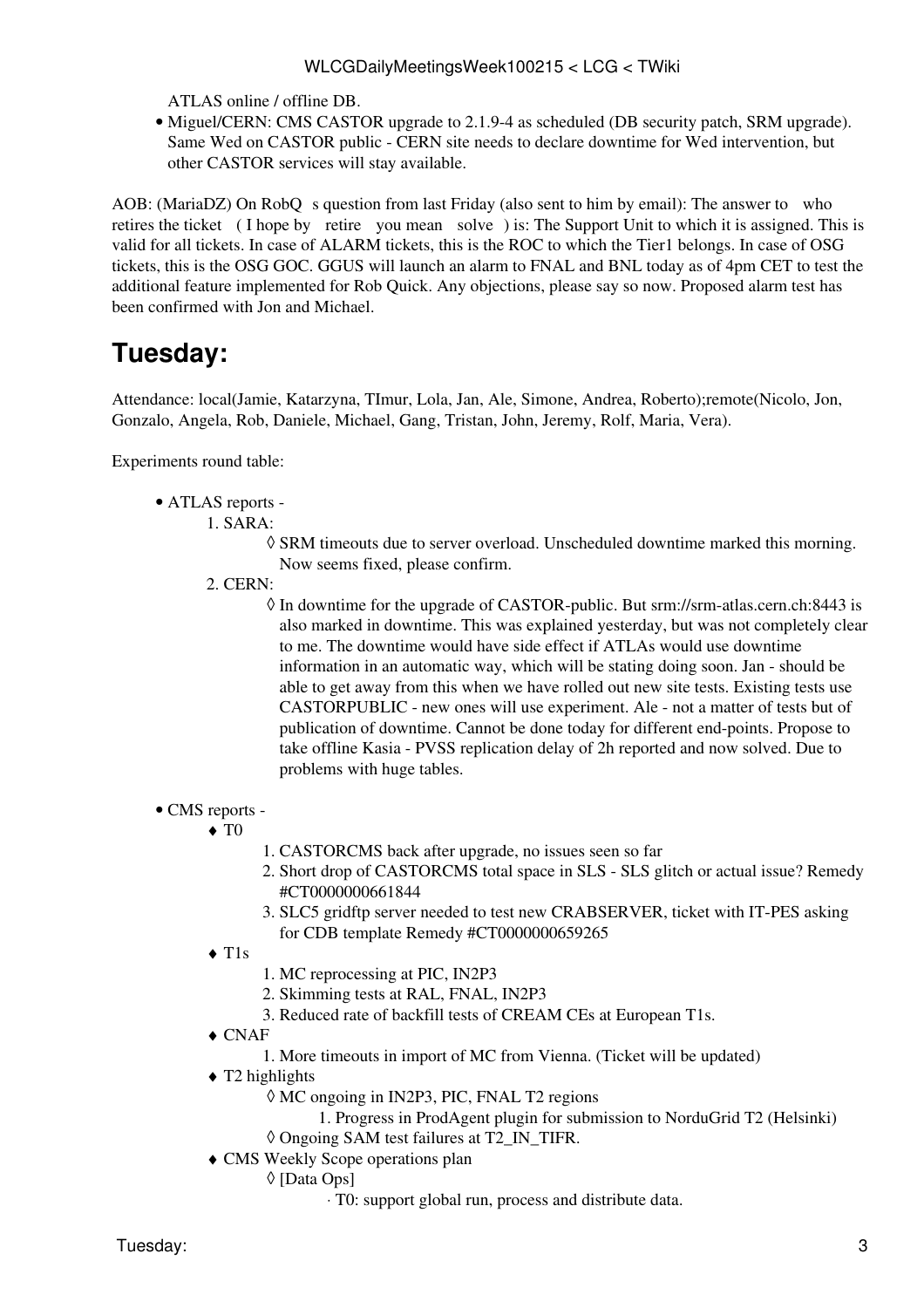ATLAS online / offline DB.

- Miguel/CERN: CMS CASTOR upgrade to 2.1.9-4 as scheduled (DB security patch, SRM upgrade). Same Wed on CASTOR public - CERN site needs to declare downtime for Wed intervention, but other CASTOR services will stay available.

AOB: (MariaDZ) On RobQ s question from last Friday (also sent to him by email): The answer to who retires the ticket ( I hope by retire you mean solve ) is: The Support Unit to which it is assigned. This is valid for all tickets. In case of ALARM tickets, this is the ROC to which the Tier1 belongs. In case of OSG tickets, this is the OSG GOC. GGUS will launch an alarm to FNAL and BNL today as of 4pm CET to test the additional feature implemented for Rob Quick. Any objections, please say so now. Proposed alarm test has been confirmed with Jon and Michael.

## Tuesday:

Attendance: local(Jamie, Katarzyna, TImur, Lola, Jan, Ale, Simone, Andrea, Roberto);remote(Nicolo, Jon, Gonzalo, Angela, Rob, Daniele, Michael, Gang, Tristan, John, Jeremy, Rolf, Maria, Vera).

Experiments round table:

- ATLAS reports -
  1. SARA:
     - SRM timeouts due to server overload. Unscheduled downtime marked this morning. Now seems fixed, please confirm.
  2. CERN:
     - In downtime for the upgrade of CASTOR-public. But srm://srm-atlas.cern.ch:8443 is also marked in downtime. This was explained yesterday, but was not completely clear to me. The downtime would have side effect if ATLAs would use downtime information in an automatic way, which will be stating doing soon. Jan - should be able to get away from this when we have rolled out new site tests. Existing tests use CASTORPUBLIC - new ones will use experiment. Ale - not a matter of tests but of publication of downtime. Cannot be done today for different end-points. Propose to take offline Kasia - PVSS replication delay of 2h reported and now solved. Due to problems with huge tables.

- CMS reports -
  - T0
    1. CASTORCMS back after upgrade, no issues seen so far
    2. Short drop of CASTORCMS total space in SLS - SLS glitch or actual issue? Remedy #CT0000000661844
    3. SLC5 gridftp server needed to test new CRABSERVER, ticket with IT-PES asking for CDB template Remedy #CT0000000659265
  - T1s
    1. MC reprocessing at PIC, IN2P3
    2. Skimming tests at RAL, FNAL, IN2P3
    3. Reduced rate of backfill tests of CREAM CEs at European T1s.
  - CNAF
    1. More timeouts in import of MC from Vienna. (Ticket will be updated)
  - T2 highlights
    - MC ongoing in IN2P3, PIC, FNAL T2 regions
      1. Progress in ProdAgent plugin for submission to NorduGrid T2 (Helsinki)
    - Ongoing SAM test failures at T2_IN_TIFR.
  - CMS Weekly Scope operations plan
    - [Data Ops]
      - T0: support global run, process and distribute data.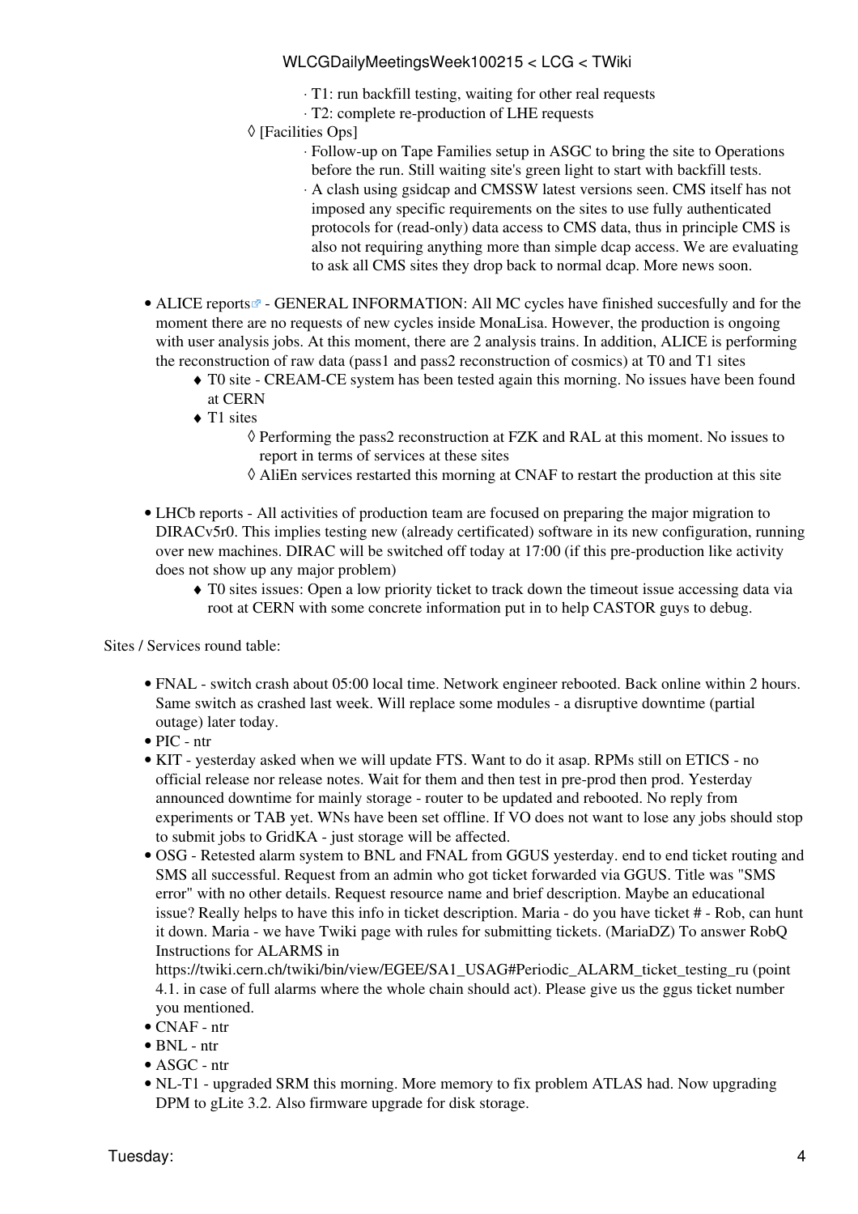- T1: run backfill testing, waiting for other real requests
- T2: complete re-production of LHE requests

◊ [Facilities Ops]

- Follow-up on Tape Families setup in ASGC to bring the site to Operations before the run. Still waiting site's green light to start with backfill tests.
- A clash using gsidcap and CMSSW latest versions seen. CMS itself has not imposed any specific requirements on the sites to use fully authenticated protocols for (read-only) data access to CMS data, thus in principle CMS is also not requiring anything more than simple dcap access. We are evaluating to ask all CMS sites they drop back to normal dcap. More news soon.

- ALICE reports - GENERAL INFORMATION: All MC cycles have finished succesfully and for the moment there are no requests of new cycles inside MonaLisa. However, the production is ongoing with user analysis jobs. At this moment, there are 2 analysis trains. In addition, ALICE is performing the reconstruction of raw data (pass1 and pass2 reconstruction of cosmics) at T0 and T1 sites
    - T0 site - CREAM-CE system has been tested again this morning. No issues have been found at CERN
    - T1 sites
        - ◊ Performing the pass2 reconstruction at FZK and RAL at this moment. No issues to report in terms of services at these sites
        - ◊ AliEn services restarted this morning at CNAF to restart the production at this site

- LHCb reports - All activities of production team are focused on preparing the major migration to DIRACv5r0. This implies testing new (already certificated) software in its new configuration, running over new machines. DIRAC will be switched off today at 17:00 (if this pre-production like activity does not show up any major problem)
    - T0 sites issues: Open a low priority ticket to track down the timeout issue accessing data via root at CERN with some concrete information put in to help CASTOR guys to debug.

Sites / Services round table:

- FNAL - switch crash about 05:00 local time. Network engineer rebooted. Back online within 2 hours. Same switch as crashed last week. Will replace some modules - a disruptive downtime (partial outage) later today.
- PIC - ntr
- KIT - yesterday asked when we will update FTS. Want to do it asap. RPMs still on ETICS - no official release nor release notes. Wait for them and then test in pre-prod then prod. Yesterday announced downtime for mainly storage - router to be updated and rebooted. No reply from experiments or TAB yet. WNs have been set offline. If VO does not want to lose any jobs should stop to submit jobs to GridKA - just storage will be affected.
- OSG - Retested alarm system to BNL and FNAL from GGUS yesterday. end to end ticket routing and SMS all successful. Request from an admin who got ticket forwarded via GGUS. Title was "SMS error" with no other details. Request resource name and brief description. Maybe an educational issue? Really helps to have this info in ticket description. Maria - do you have ticket # - Rob, can hunt it down. Maria - we have Twiki page with rules for submitting tickets. (MariaDZ) To answer RobQ Instructions for ALARMS in https://twiki.cern.ch/twiki/bin/view/EGEE/SA1_USAG#Periodic_ALARM_ticket_testing_ru (point 4.1. in case of full alarms where the whole chain should act). Please give us the ggus ticket number you mentioned.
- CNAF - ntr
- BNL - ntr
- ASGC - ntr
- NL-T1 - upgraded SRM this morning. More memory to fix problem ATLAS had. Now upgrading DPM to gLite 3.2. Also firmware upgrade for disk storage.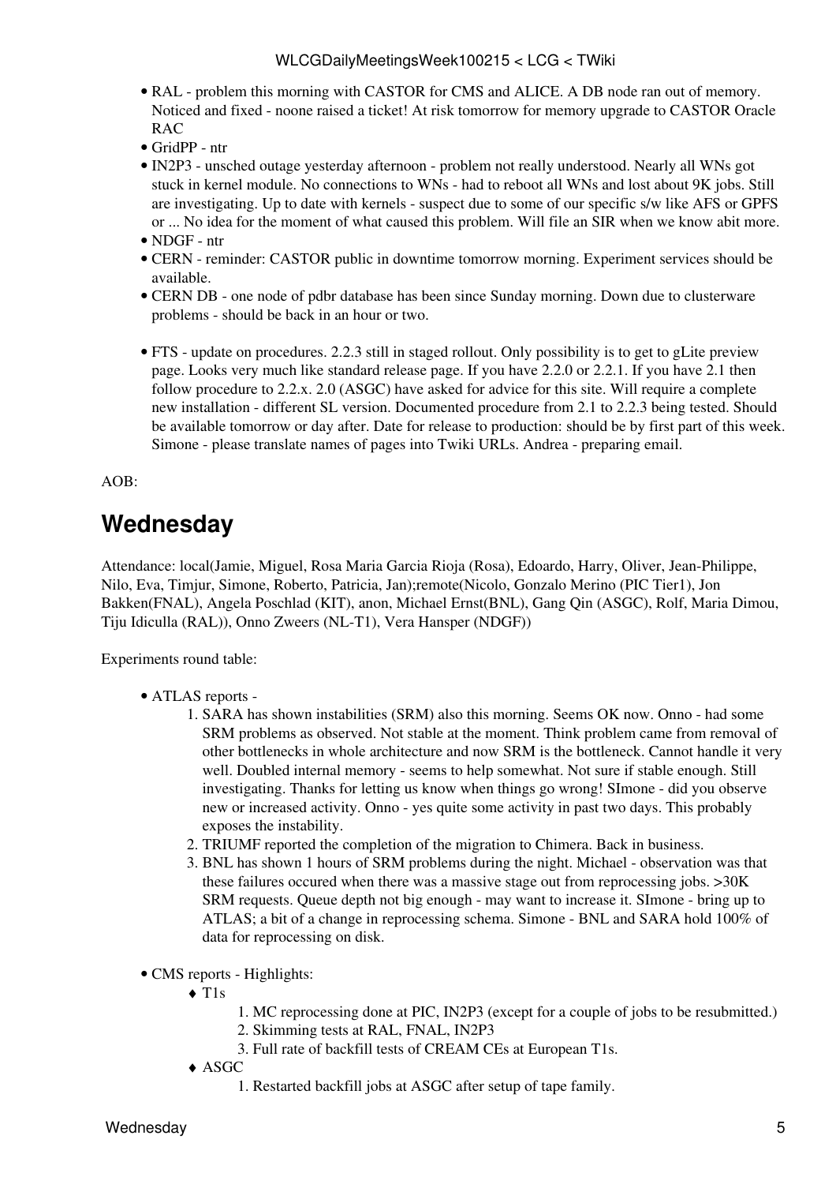- RAL - problem this morning with CASTOR for CMS and ALICE. A DB node ran out of memory. Noticed and fixed - noone raised a ticket! At risk tomorrow for memory upgrade to CASTOR Oracle RAC
- GridPP - ntr
- IN2P3 - unsched outage yesterday afternoon - problem not really understood. Nearly all WNs got stuck in kernel module. No connections to WNs - had to reboot all WNs and lost about 9K jobs. Still are investigating. Up to date with kernels - suspect due to some of our specific s/w like AFS or GPFS or ... No idea for the moment of what caused this problem. Will file an SIR when we know abit more.
- NDGF - ntr
- CERN - reminder: CASTOR public in downtime tomorrow morning. Experiment services should be available.
- CERN DB - one node of pdbr database has been since Sunday morning. Down due to clusterware problems - should be back in an hour or two.

- FTS - update on procedures. 2.2.3 still in staged rollout. Only possibility is to get to gLite preview page. Looks very much like standard release page. If you have 2.2.0 or 2.2.1. If you have 2.1 then follow procedure to 2.2.x. 2.0 (ASGC) have asked for advice for this site. Will require a complete new installation - different SL version. Documented procedure from 2.1 to 2.2.3 being tested. Should be available tomorrow or day after. Date for release to production: should be by first part of this week. Simone - please translate names of pages into Twiki URLs. Andrea - preparing email.

AOB:

## Wednesday

Attendance: local(Jamie, Miguel, Rosa Maria Garcia Rioja (Rosa), Edoardo, Harry, Oliver, Jean-Philippe, Nilo, Eva, Timjur, Simone, Roberto, Patricia, Jan);remote(Nicolo, Gonzalo Merino (PIC Tier1), Jon Bakken(FNAL), Angela Poschlad (KIT), anon, Michael Ernst(BNL), Gang Qin (ASGC), Rolf, Maria Dimou, Tiju Idiculla (RAL)), Onno Zweers (NL-T1), Vera Hansper (NDGF))

Experiments round table:

- ATLAS reports -
  1. SARA has shown instabilities (SRM) also this morning. Seems OK now. Onno - had some SRM problems as observed. Not stable at the moment. Think problem came from removal of other bottlenecks in whole architecture and now SRM is the bottleneck. Cannot handle it very well. Doubled internal memory - seems to help somewhat. Not sure if stable enough. Still investigating. Thanks for letting us know when things go wrong! SImone - did you observe new or increased activity. Onno - yes quite some activity in past two days. This probably exposes the instability.
  2. TRIUMF reported the completion of the migration to Chimera. Back in business.
  3. BNL has shown 1 hours of SRM problems during the night. Michael - observation was that these failures occured when there was a massive stage out from reprocessing jobs. >30K SRM requests. Queue depth not big enough - may want to increase it. SImone - bring up to ATLAS; a bit of a change in reprocessing schema. Simone - BNL and SARA hold 100% of data for reprocessing on disk.

- CMS reports - Highlights:
  - T1s
    1. MC reprocessing done at PIC, IN2P3 (except for a couple of jobs to be resubmitted.)
    2. Skimming tests at RAL, FNAL, IN2P3
    3. Full rate of backfill tests of CREAM CEs at European T1s.
  - ASGC
    1. Restarted backfill jobs at ASGC after setup of tape family.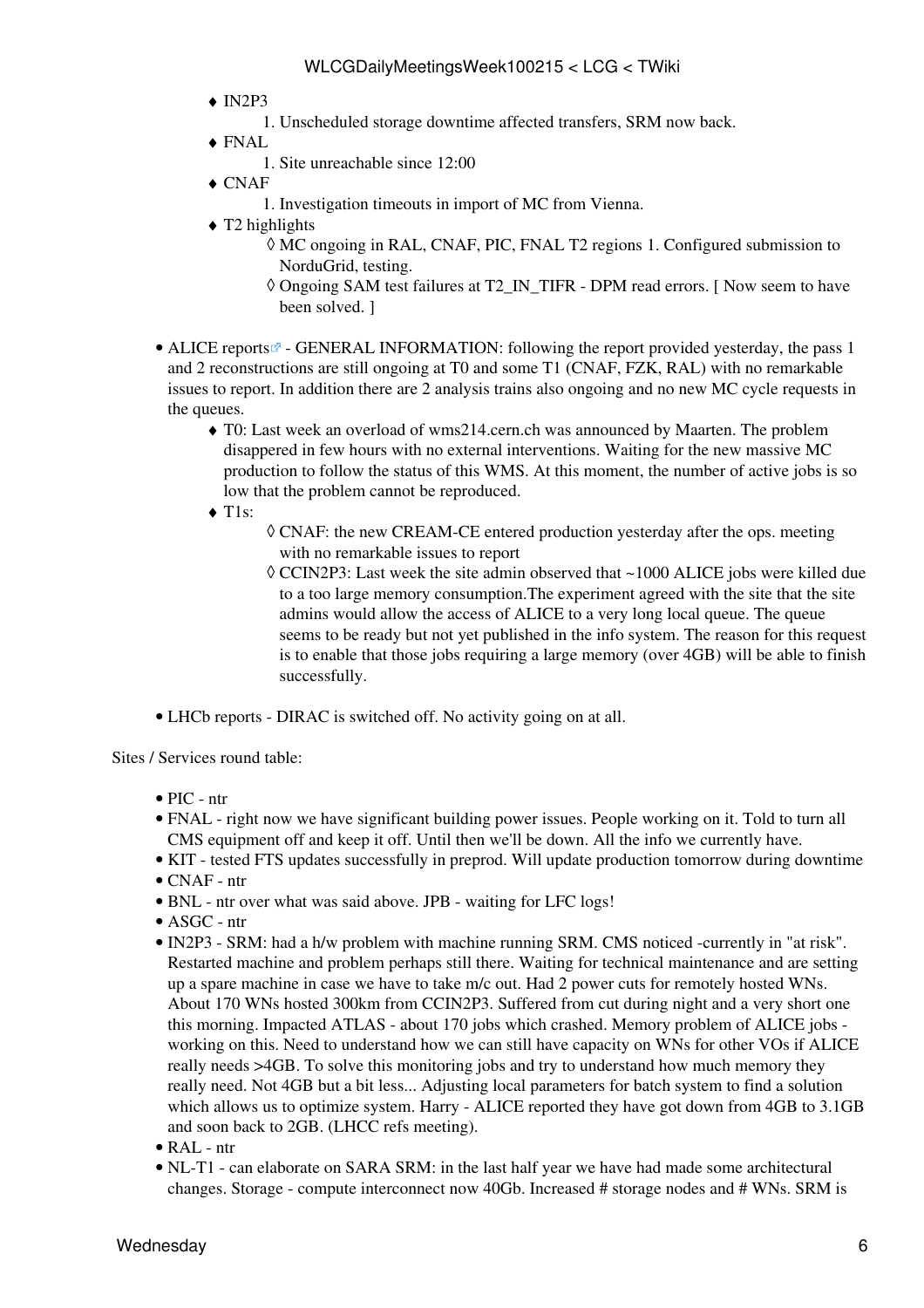- IN2P3
  1. Unscheduled storage downtime affected transfers, SRM now back.
- FNAL
  1. Site unreachable since 12:00
- CNAF
  1. Investigation timeouts in import of MC from Vienna.
- T2 highlights
  - MC ongoing in RAL, CNAF, PIC, FNAL T2 regions 1. Configured submission to NorduGrid, testing.
  - Ongoing SAM test failures at T2_IN_TIFR - DPM read errors. [ Now seem to have been solved. ]

- ALICE reports - GENERAL INFORMATION: following the report provided yesterday, the pass 1 and 2 reconstructions are still ongoing at T0 and some T1 (CNAF, FZK, RAL) with no remarkable issues to report. In addition there are 2 analysis trains also ongoing and no new MC cycle requests in the queues.
  - T0: Last week an overload of wms214.cern.ch was announced by Maarten. The problem disappered in few hours with no external interventions. Waiting for the new massive MC production to follow the status of this WMS. At this moment, the number of active jobs is so low that the problem cannot be reproduced.
  - T1s:
    - CNAF: the new CREAM-CE entered production yesterday after the ops. meeting with no remarkable issues to report
    - CCIN2P3: Last week the site admin observed that ~1000 ALICE jobs were killed due to a too large memory consumption.The experiment agreed with the site that the site admins would allow the access of ALICE to a very long local queue. The queue seems to be ready but not yet published in the info system. The reason for this request is to enable that those jobs requiring a large memory (over 4GB) will be able to finish successfully.

- LHCb reports - DIRAC is switched off. No activity going on at all.

Sites / Services round table:

- PIC - ntr
- FNAL - right now we have significant building power issues. People working on it. Told to turn all CMS equipment off and keep it off. Until then we'll be down. All the info we currently have.
- KIT - tested FTS updates successfully in preprod. Will update production tomorrow during downtime
- CNAF - ntr
- BNL - ntr over what was said above. JPB - waiting for LFC logs!
- ASGC - ntr
- IN2P3 - SRM: had a h/w problem with machine running SRM. CMS noticed -currently in "at risk". Restarted machine and problem perhaps still there. Waiting for technical maintenance and are setting up a spare machine in case we have to take m/c out. Had 2 power cuts for remotely hosted WNs. About 170 WNs hosted 300km from CCIN2P3. Suffered from cut during night and a very short one this morning. Impacted ATLAS - about 170 jobs which crashed. Memory problem of ALICE jobs - working on this. Need to understand how we can still have capacity on WNs for other VOs if ALICE really needs >4GB. To solve this monitoring jobs and try to understand how much memory they really need. Not 4GB but a bit less... Adjusting local parameters for batch system to find a solution which allows us to optimize system. Harry - ALICE reported they have got down from 4GB to 3.1GB and soon back to 2GB. (LHCC refs meeting).
- RAL - ntr
- NL-T1 - can elaborate on SARA SRM: in the last half year we have had made some architectural changes. Storage - compute interconnect now 40Gb. Increased # storage nodes and # WNs. SRM is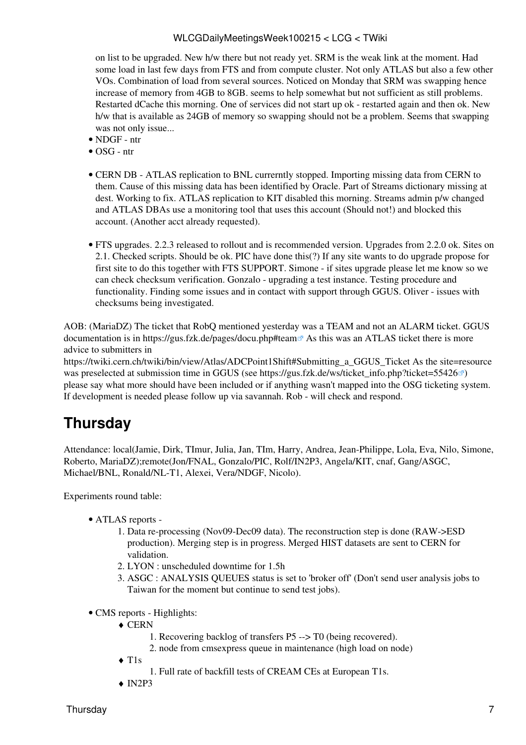on list to be upgraded. New h/w there but not ready yet. SRM is the weak link at the moment. Had some load in last few days from FTS and from compute cluster. Not only ATLAS but also a few other VOs. Combination of load from several sources. Noticed on Monday that SRM was swapping hence increase of memory from 4GB to 8GB. seems to help somewhat but not sufficient as still problems. Restarted dCache this morning. One of services did not start up ok - restarted again and then ok. New h/w that is available as 24GB of memory so swapping should not be a problem. Seems that swapping was not only issue...

- NDGF - ntr
- OSG - ntr

- CERN DB - ATLAS replication to BNL currerntly stopped. Importing missing data from CERN to them. Cause of this missing data has been identified by Oracle. Part of Streams dictionary missing at dest. Working to fix. ATLAS replication to KIT disabled this morning. Streams admin p/w changed and ATLAS DBAs use a monitoring tool that uses this account (Should not!) and blocked this account. (Another acct already requested).

- FTS upgrades. 2.2.3 released to rollout and is recommended version. Upgrades from 2.2.0 ok. Sites on 2.1. Checked scripts. Should be ok. PIC have done this(?) If any site wants to do upgrade propose for first site to do this together with FTS SUPPORT. Simone - if sites upgrade please let me know so we can check checksum verification. Gonzalo - upgrading a test instance. Testing procedure and functionality. Finding some issues and in contact with support through GGUS. Oliver - issues with checksums being investigated.

AOB: (MariaDZ) The ticket that RobQ mentioned yesterday was a TEAM and not an ALARM ticket. GGUS documentation is in https://gus.fzk.de/pages/docu.php#team As this was an ATLAS ticket there is more advice to submitters in https://twiki.cern.ch/twiki/bin/view/Atlas/ADCPoint1Shift#Submitting_a_GGUS_Ticket As the site=resource was preselected at submission time in GGUS (see https://gus.fzk.de/ws/ticket_info.php?ticket=55426) please say what more should have been included or if anything wasn't mapped into the OSG ticketing system. If development is needed please follow up via savannah. Rob - will check and respond.

## Thursday

Attendance: local(Jamie, Dirk, TImur, Julia, Jan, TIm, Harry, Andrea, Jean-Philippe, Lola, Eva, Nilo, Simone, Roberto, MariaDZ);remote(Jon/FNAL, Gonzalo/PIC, Rolf/IN2P3, Angela/KIT, cnaf, Gang/ASGC, Michael/BNL, Ronald/NL-T1, Alexei, Vera/NDGF, Nicolo).

Experiments round table:

- ATLAS reports -
  1. Data re-processing (Nov09-Dec09 data). The reconstruction step is done (RAW->ESD production). Merging step is in progress. Merged HIST datasets are sent to CERN for validation.
  2. LYON : unscheduled downtime for 1.5h
  3. ASGC : ANALYSIS QUEUES status is set to 'broker off' (Don't send user analysis jobs to Taiwan for the moment but continue to send test jobs).

- CMS reports - Highlights:
  - CERN
    1. Recovering backlog of transfers P5 --> T0 (being recovered).
    2. node from cmsexpress queue in maintenance (high load on node)
  - T1s
    1. Full rate of backfill tests of CREAM CEs at European T1s.
  - IN2P3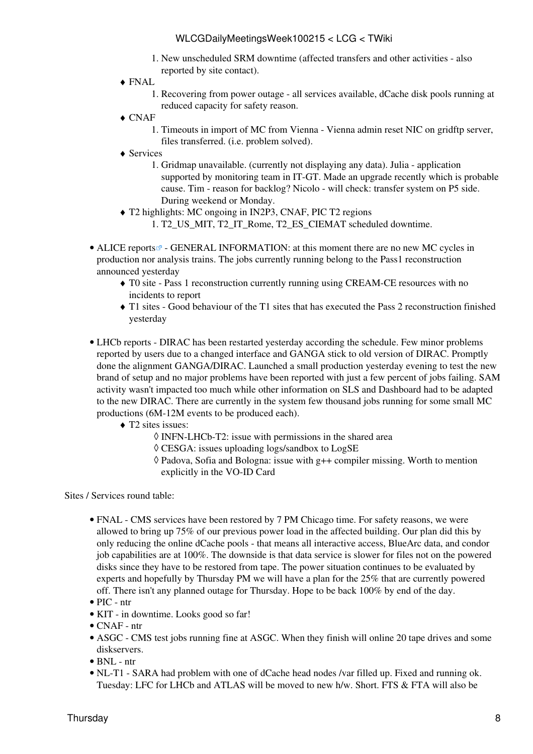1. New unscheduled SRM downtime (affected transfers and other activities - also reported by site contact).

- FNAL
  1. Recovering from power outage - all services available, dCache disk pools running at reduced capacity for safety reason.
- CNAF
  1. Timeouts in import of MC from Vienna - Vienna admin reset NIC on gridftp server, files transferred. (i.e. problem solved).
- Services
  1. Gridmap unavailable. (currently not displaying any data). Julia - application supported by monitoring team in IT-GT. Made an upgrade recently which is probable cause. Tim - reason for backlog? Nicolo - will check: transfer system on P5 side. During weekend or Monday.
- T2 highlights: MC ongoing in IN2P3, CNAF, PIC T2 regions
  1. T2_US_MIT, T2_IT_Rome, T2_ES_CIEMAT scheduled downtime.

- ALICE reports - GENERAL INFORMATION: at this moment there are no new MC cycles in production nor analysis trains. The jobs currently running belong to the Pass1 reconstruction announced yesterday
  - T0 site - Pass 1 reconstruction currently running using CREAM-CE resources with no incidents to report
  - T1 sites - Good behaviour of the T1 sites that has executed the Pass 2 reconstruction finished yesterday

- LHCb reports - DIRAC has been restarted yesterday according the schedule. Few minor problems reported by users due to a changed interface and GANGA stick to old version of DIRAC. Promptly done the alignment GANGA/DIRAC. Launched a small production yesterday evening to test the new brand of setup and no major problems have been reported with just a few percent of jobs failing. SAM activity wasn't impacted too much while other information on SLS and Dashboard had to be adapted to the new DIRAC. There are currently in the system few thousand jobs running for some small MC productions (6M-12M events to be produced each).
  - T2 sites issues:
    - INFN-LHCb-T2: issue with permissions in the shared area
    - CESGA: issues uploading logs/sandbox to LogSE
    - Padova, Sofia and Bologna: issue with g++ compiler missing. Worth to mention explicitly in the VO-ID Card

Sites / Services round table:

- FNAL - CMS services have been restored by 7 PM Chicago time. For safety reasons, we were allowed to bring up 75% of our previous power load in the affected building. Our plan did this by only reducing the online dCache pools - that means all interactive access, BlueArc data, and condor job capabilities are at 100%. The downside is that data service is slower for files not on the powered disks since they have to be restored from tape. The power situation continues to be evaluated by experts and hopefully by Thursday PM we will have a plan for the 25% that are currently powered off. There isn't any planned outage for Thursday. Hope to be back 100% by end of the day.
- PIC - ntr
- KIT - in downtime. Looks good so far!
- CNAF - ntr
- ASGC - CMS test jobs running fine at ASGC. When they finish will online 20 tape drives and some diskservers.
- BNL - ntr
- NL-T1 - SARA had problem with one of dCache head nodes /var filled up. Fixed and running ok. Tuesday: LFC for LHCb and ATLAS will be moved to new h/w. Short. FTS & FTA will also be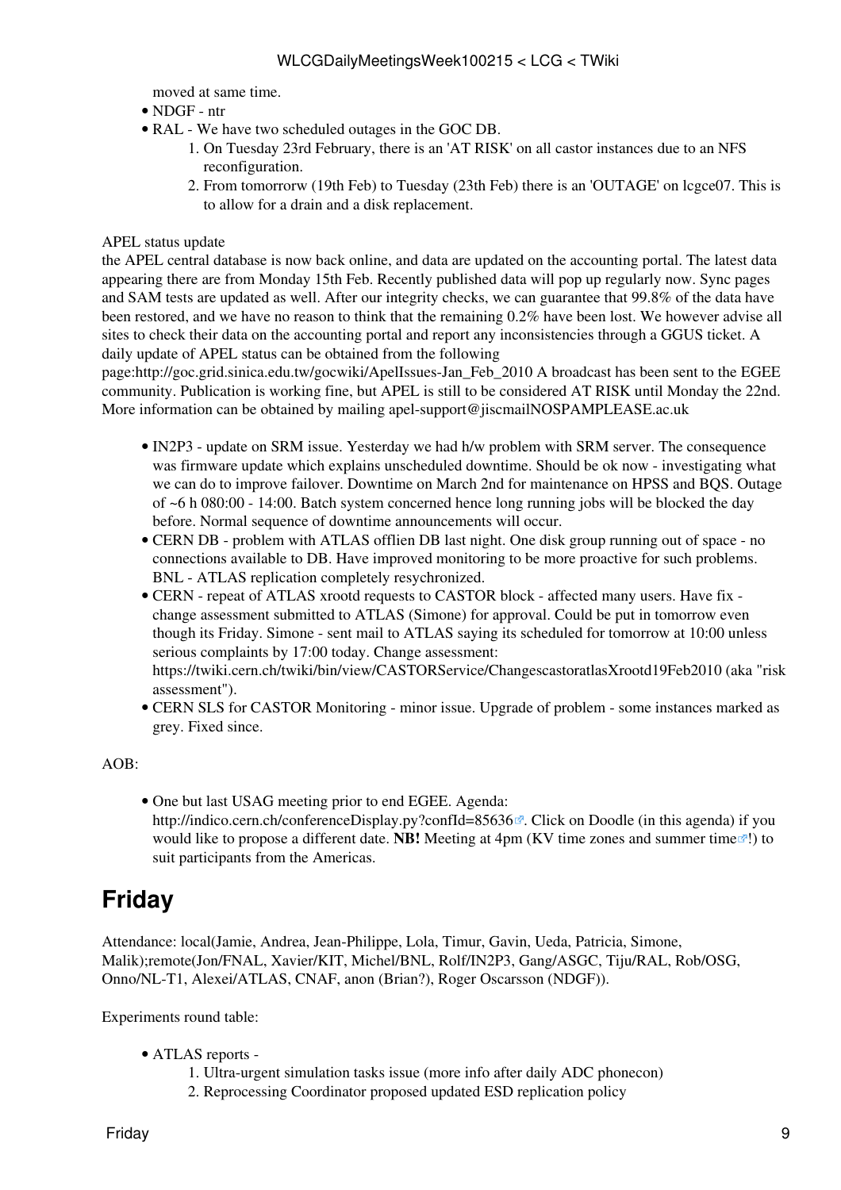moved at same time.

- NDGF - ntr
- RAL - We have two scheduled outages in the GOC DB.
    1. On Tuesday 23rd February, there is an 'AT RISK' on all castor instances due to an NFS reconfiguration.
    2. From tomorrorw (19th Feb) to Tuesday (23th Feb) there is an 'OUTAGE' on lcgce07. This is to allow for a drain and a disk replacement.

APEL status update
the APEL central database is now back online, and data are updated on the accounting portal. The latest data appearing there are from Monday 15th Feb. Recently published data will pop up regularly now. Sync pages and SAM tests are updated as well. After our integrity checks, we can guarantee that 99.8% of the data have been restored, and we have no reason to think that the remaining 0.2% have been lost. We however advise all sites to check their data on the accounting portal and report any inconsistencies through a GGUS ticket. A daily update of APEL status can be obtained from the following page:http://goc.grid.sinica.edu.tw/gocwiki/ApelIssues-Jan_Feb_2010 A broadcast has been sent to the EGEE community. Publication is working fine, but APEL is still to be considered AT RISK until Monday the 22nd. More information can be obtained by mailing apel-support@jiscmailNOSPAMPLEASE.ac.uk

- IN2P3 - update on SRM issue. Yesterday we had h/w problem with SRM server. The consequence was firmware update which explains unscheduled downtime. Should be ok now - investigating what we can do to improve failover. Downtime on March 2nd for maintenance on HPSS and BQS. Outage of ~6 h 080:00 - 14:00. Batch system concerned hence long running jobs will be blocked the day before. Normal sequence of downtime announcements will occur.
- CERN DB - problem with ATLAS offlien DB last night. One disk group running out of space - no connections available to DB. Have improved monitoring to be more proactive for such problems. BNL - ATLAS replication completely resychronized.
- CERN - repeat of ATLAS xrootd requests to CASTOR block - affected many users. Have fix - change assessment submitted to ATLAS (Simone) for approval. Could be put in tomorrow even though its Friday. Simone - sent mail to ATLAS saying its scheduled for tomorrow at 10:00 unless serious complaints by 17:00 today. Change assessment: https://twiki.cern.ch/twiki/bin/view/CASTORService/ChangescastoratlasXrootd19Feb2010 (aka "risk assessment").
- CERN SLS for CASTOR Monitoring - minor issue. Upgrade of problem - some instances marked as grey. Fixed since.

AOB:

- One but last USAG meeting prior to end EGEE. Agenda: http://indico.cern.ch/conferenceDisplay.py?confId=85636. Click on Doodle (in this agenda) if you would like to propose a different date. **NB!** Meeting at 4pm (KV time zones and summer time!) to suit participants from the Americas.

# Friday

Attendance: local(Jamie, Andrea, Jean-Philippe, Lola, Timur, Gavin, Ueda, Patricia, Simone, Malik);remote(Jon/FNAL, Xavier/KIT, Michel/BNL, Rolf/IN2P3, Gang/ASGC, Tiju/RAL, Rob/OSG, Onno/NL-T1, Alexei/ATLAS, CNAF, anon (Brian?), Roger Oscarsson (NDGF)).

Experiments round table:

- ATLAS reports -
    1. Ultra-urgent simulation tasks issue (more info after daily ADC phonecon)
    2. Reprocessing Coordinator proposed updated ESD replication policy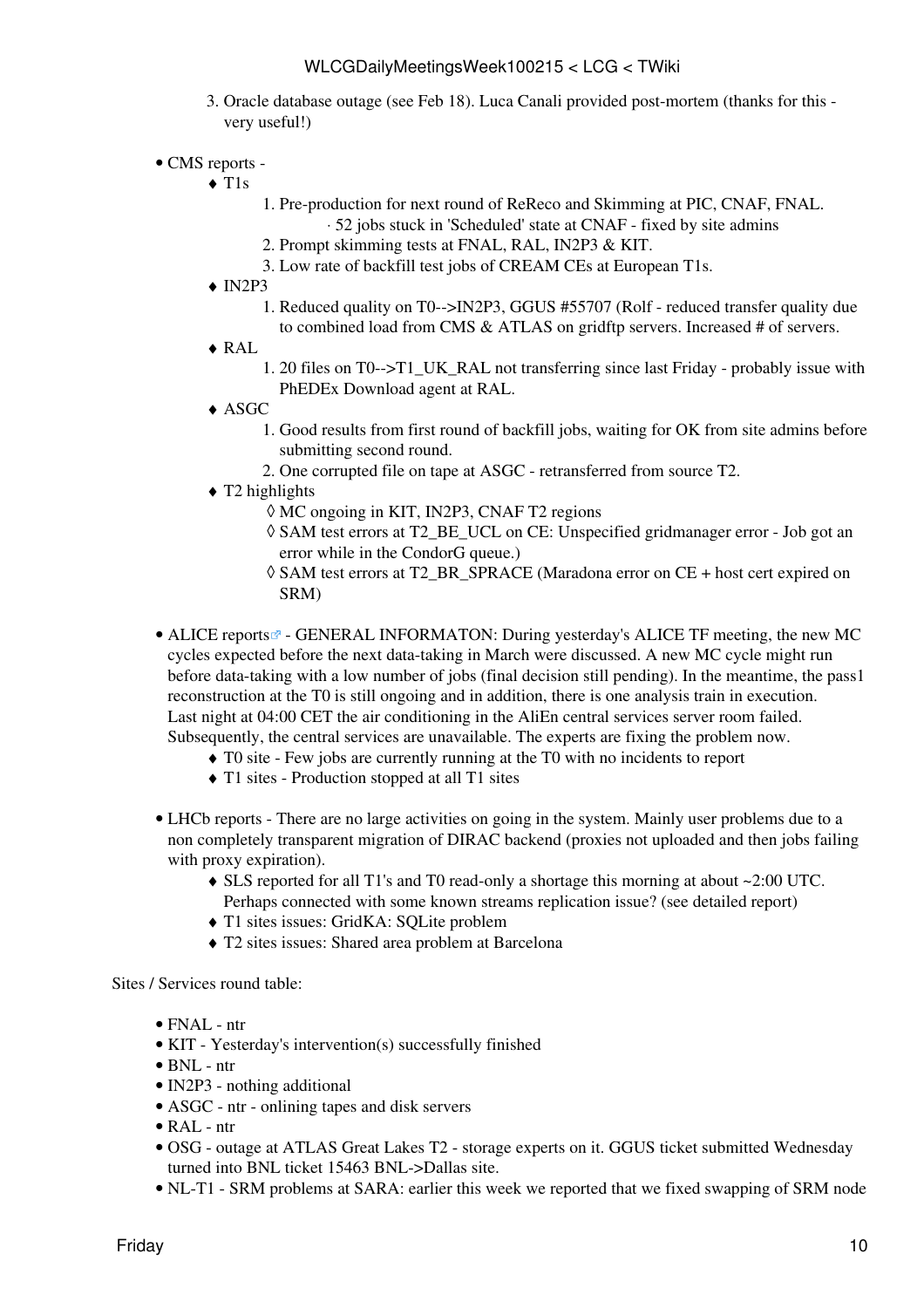3. Oracle database outage (see Feb 18). Luca Canali provided post-mortem (thanks for this - very useful!)

- CMS reports -
  - T1s
    1. Pre-production for next round of ReReco and Skimming at PIC, CNAF, FNAL.
       - 52 jobs stuck in 'Scheduled' state at CNAF - fixed by site admins
    2. Prompt skimming tests at FNAL, RAL, IN2P3 & KIT.
    3. Low rate of backfill test jobs of CREAM CEs at European T1s.
  - IN2P3
    1. Reduced quality on T0-->IN2P3, GGUS #55707 (Rolf - reduced transfer quality due to combined load from CMS & ATLAS on gridftp servers. Increased # of servers.
  - RAL
    1. 20 files on T0-->T1_UK_RAL not transferring since last Friday - probably issue with PhEDEx Download agent at RAL.
  - ASGC
    1. Good results from first round of backfill jobs, waiting for OK from site admins before submitting second round.
    2. One corrupted file on tape at ASGC - retransferred from source T2.
  - T2 highlights
    - MC ongoing in KIT, IN2P3, CNAF T2 regions
    - SAM test errors at T2_BE_UCL on CE: Unspecified gridmanager error - Job got an error while in the CondorG queue.)
    - SAM test errors at T2_BR_SPRACE (Maradona error on CE + host cert expired on SRM)

- ALICE reports - GENERAL INFORMATON: During yesterday's ALICE TF meeting, the new MC cycles expected before the next data-taking in March were discussed. A new MC cycle might run before data-taking with a low number of jobs (final decision still pending). In the meantime, the pass1 reconstruction at the T0 is still ongoing and in addition, there is one analysis train in execution. Last night at 04:00 CET the air conditioning in the AliEn central services server room failed. Subsequently, the central services are unavailable. The experts are fixing the problem now.
  - T0 site - Few jobs are currently running at the T0 with no incidents to report
  - T1 sites - Production stopped at all T1 sites

- LHCb reports - There are no large activities on going in the system. Mainly user problems due to a non completely transparent migration of DIRAC backend (proxies not uploaded and then jobs failing with proxy expiration).
  - SLS reported for all T1's and T0 read-only a shortage this morning at about ~2:00 UTC. Perhaps connected with some known streams replication issue? (see detailed report)
  - T1 sites issues: GridKA: SQLite problem
  - T2 sites issues: Shared area problem at Barcelona

Sites / Services round table:

- FNAL - ntr
- KIT - Yesterday's intervention(s) successfully finished
- BNL - ntr
- IN2P3 - nothing additional
- ASGC - ntr - onlining tapes and disk servers
- RAL - ntr
- OSG - outage at ATLAS Great Lakes T2 - storage experts on it. GGUS ticket submitted Wednesday turned into BNL ticket 15463 BNL->Dallas site.
- NL-T1 - SRM problems at SARA: earlier this week we reported that we fixed swapping of SRM node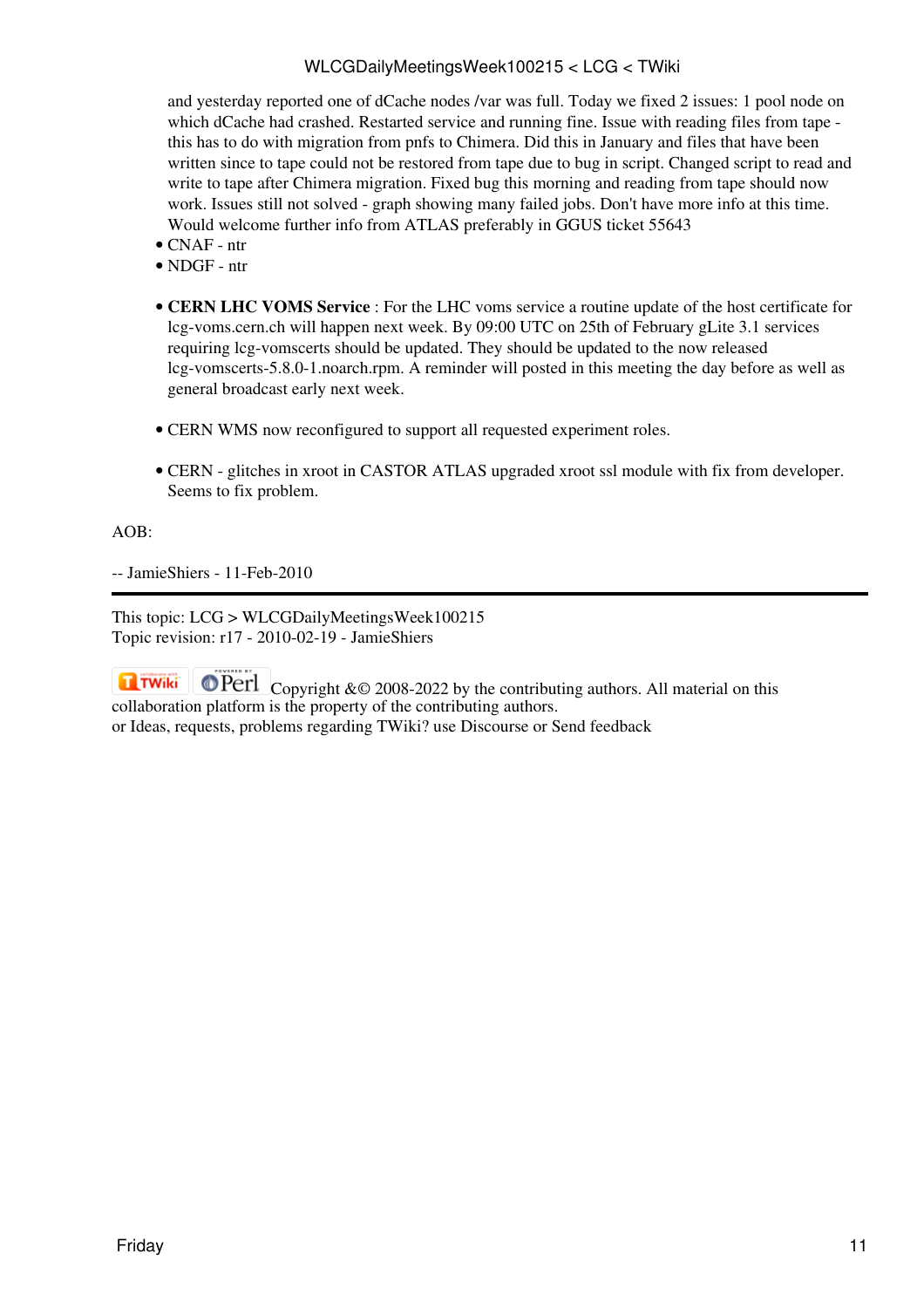and yesterday reported one of dCache nodes /var was full. Today we fixed 2 issues: 1 pool node on which dCache had crashed. Restarted service and running fine. Issue with reading files from tape - this has to do with migration from pnfs to Chimera. Did this in January and files that have been written since to tape could not be restored from tape due to bug in script. Changed script to read and write to tape after Chimera migration. Fixed bug this morning and reading from tape should now work. Issues still not solved - graph showing many failed jobs. Don't have more info at this time. Would welcome further info from ATLAS preferably in GGUS ticket 55643

- CNAF - ntr
- NDGF - ntr

- **CERN LHC VOMS Service** : For the LHC voms service a routine update of the host certificate for lcg-voms.cern.ch will happen next week. By 09:00 UTC on 25th of February gLite 3.1 services requiring lcg-vomscerts should be updated. They should be updated to the now released lcg-vomscerts-5.8.0-1.noarch.rpm. A reminder will posted in this meeting the day before as well as general broadcast early next week.

- CERN WMS now reconfigured to support all requested experiment roles.

- CERN - glitches in xroot in CASTOR ATLAS upgraded xroot ssl module with fix from developer. Seems to fix problem.

AOB:

-- JamieShiers - 11-Feb-2010

---

This topic: LCG > WLCGDailyMeetingsWeek100215
Topic revision: r17 - 2010-02-19 - JamieShiers

Copyright &© 2008-2022 by the contributing authors. All material on this collaboration platform is the property of the contributing authors.
or Ideas, requests, problems regarding TWiki? use Discourse or Send feedback